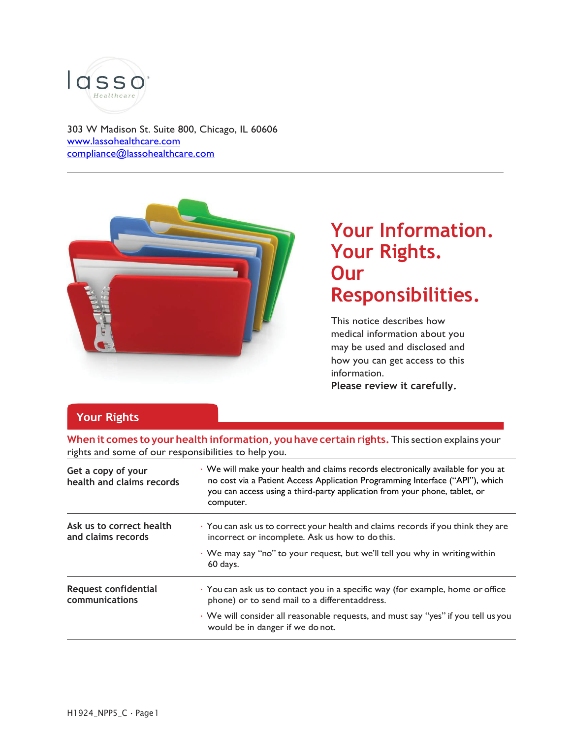lasso Healthcare

303 W Madison St. Suite 800, Chicago, IL 60606
www.lassohealthcare.com
compliance@lassohealthcare.com

# Your Information. Your Rights. Our Responsibilities.

This notice describes how medical information about you may be used and disclosed and how you can get access to this information.
**Please review it carefully.**

## Your Rights

**When it comes to your health information, you have certain rights.** This section explains your rights and some of our responsibilities to help you.

| | |
|---|---|
| **Get a copy of your health and claims records** | • We will make your health and claims records electronically available for you at no cost via a Patient Access Application Programming Interface ("API"), which you can access using a third-party application from your phone, tablet, or computer. |
| **Ask us to correct health and claims records** | • You can ask us to correct your health and claims records if you think they are incorrect or incomplete. Ask us how to do this.<br>• We may say "no" to your request, but we'll tell you why in writing within 60 days. |
| **Request confidential communications** | • You can ask us to contact you in a specific way (for example, home or office phone) or to send mail to a different address.<br>• We will consider all reasonable requests, and must say "yes" if you tell us you would be in danger if we do not. |

H1924_NPP5_C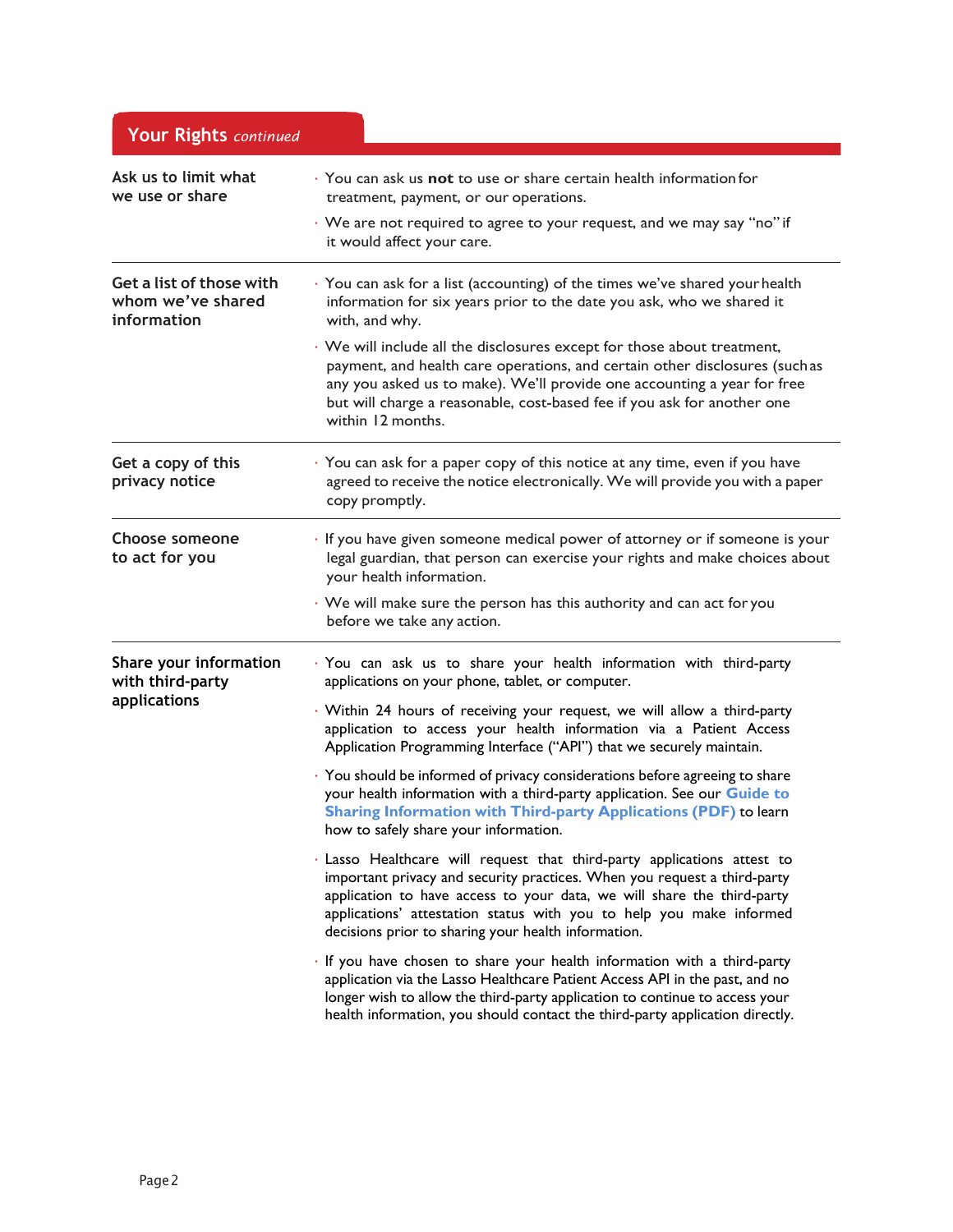## Your Rights *continued*

### Ask us to limit what we use or share

- You can ask us **not** to use or share certain health information for treatment, payment, or our operations.
- We are not required to agree to your request, and we may say "no" if it would affect your care.

### Get a list of those with whom we've shared information

- You can ask for a list (accounting) of the times we've shared your health information for six years prior to the date you ask, who we shared it with, and why.
- We will include all the disclosures except for those about treatment, payment, and health care operations, and certain other disclosures (such as any you asked us to make). We'll provide one accounting a year for free but will charge a reasonable, cost-based fee if you ask for another one within 12 months.

### Get a copy of this privacy notice

- You can ask for a paper copy of this notice at any time, even if you have agreed to receive the notice electronically. We will provide you with a paper copy promptly.

### Choose someone to act for you

- If you have given someone medical power of attorney or if someone is your legal guardian, that person can exercise your rights and make choices about your health information.
- We will make sure the person has this authority and can act for you before we take any action.

### Share your information with third-party applications

- You can ask us to share your health information with third-party applications on your phone, tablet, or computer.
- Within 24 hours of receiving your request, we will allow a third-party application to access your health information via a Patient Access Application Programming Interface ("API") that we securely maintain.
- You should be informed of privacy considerations before agreeing to share your health information with a third-party application. See our **Guide to Sharing Information with Third-party Applications (PDF)** to learn how to safely share your information.
- Lasso Healthcare will request that third-party applications attest to important privacy and security practices. When you request a third-party application to have access to your data, we will share the third-party applications' attestation status with you to help you make informed decisions prior to sharing your health information.
- If you have chosen to share your health information with a third-party application via the Lasso Healthcare Patient Access API in the past, and no longer wish to allow the third-party application to continue to access your health information, you should contact the third-party application directly.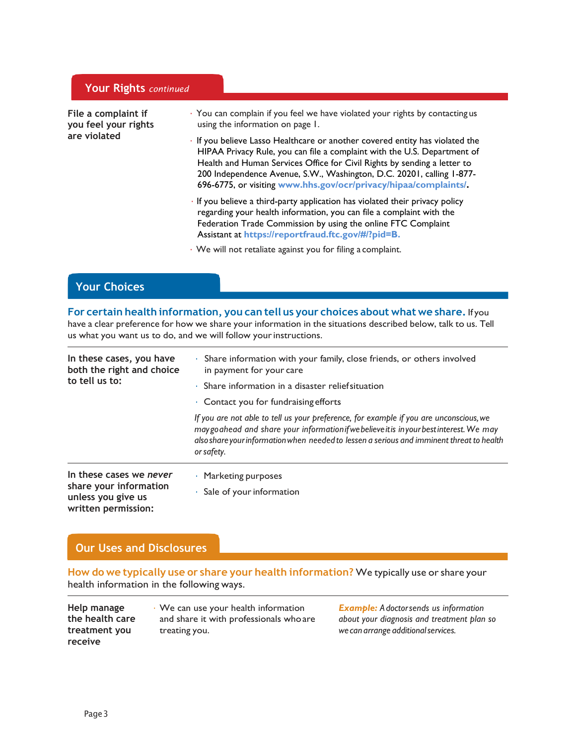## Your Rights *continued*

**File a complaint if you feel your rights are violated**

- You can complain if you feel we have violated your rights by contacting us using the information on page 1.
- If you believe Lasso Healthcare or another covered entity has violated the HIPAA Privacy Rule, you can file a complaint with the U.S. Department of Health and Human Services Office for Civil Rights by sending a letter to 200 Independence Avenue, S.W., Washington, D.C. 20201, calling 1-877-696-6775, or visiting **www.hhs.gov/ocr/privacy/hipaa/complaints/**.
- If you believe a third-party application has violated their privacy policy regarding your health information, you can file a complaint with the Federal Trade Commission by using the online FTC Complaint Assistant at **https://reportfraud.ftc.gov/#/?pid=B.**
- We will not retaliate against you for filing a complaint.

## Your Choices

**For certain health information, you can tell us your choices about what we share.** If you have a clear preference for how we share your information in the situations described below, talk to us. Tell us what you want us to do, and we will follow your instructions.

**In these cases, you have both the right and choice to tell us to:**

- Share information with your family, close friends, or others involved in payment for your care
- Share information in a disaster relief situation
- Contact you for fundraising efforts

*If you are not able to tell us your preference, for example if you are unconscious, we may go ahead and share your information if we believe it is in your best interest. We may also share your information when needed to lessen a serious and imminent threat to health or safety.*

**In these cases we *never* share your information unless you give us written permission:**

- Marketing purposes
- Sale of your information

## Our Uses and Disclosures

**How do we typically use or share your health information?** We typically use or share your health information in the following ways.

**Help manage the health care treatment you receive**

- We can use your health information and share it with professionals who are treating you.

***Example:*** *A doctor sends us information about your diagnosis and treatment plan so we can arrange additional services.*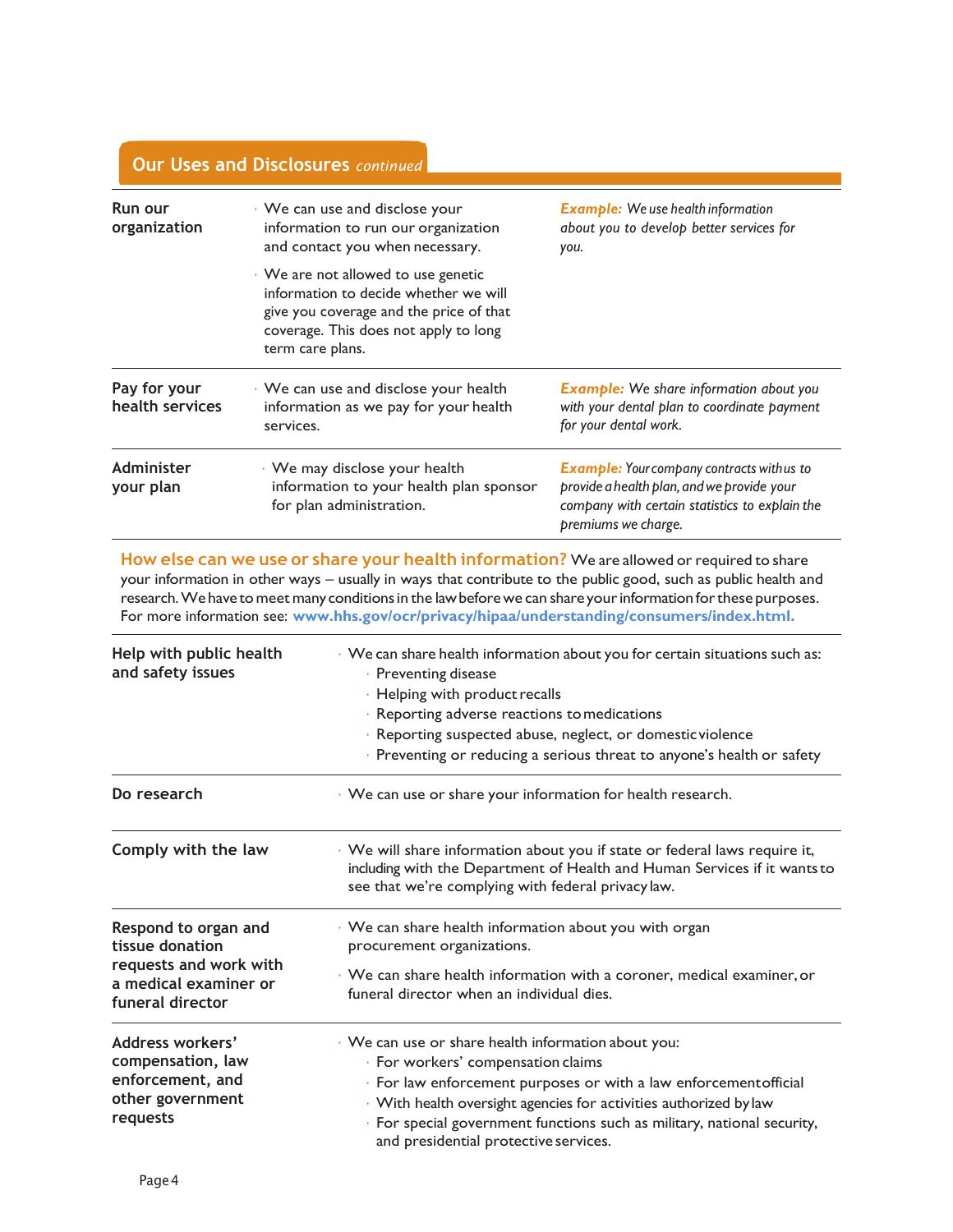## Our Uses and Disclosures *continued*

| | | |
|---|---|---|
| **Run our organization** | • We can use and disclose your information to run our organization and contact you when necessary.<br>• We are not allowed to use genetic information to decide whether we will give you coverage and the price of that coverage. This does not apply to long term care plans. | ***Example:*** *We use health information about you to develop better services for you.* |
| **Pay for your health services** | • We can use and disclose your health information as we pay for your health services. | ***Example:*** *We share information about you with your dental plan to coordinate payment for your dental work.* |
| **Administer your plan** | • We may disclose your health information to your health plan sponsor for plan administration. | ***Example:*** *Your company contracts with us to provide a health plan, and we provide your company with certain statistics to explain the premiums we charge.* |

**How else can we use or share your health information?** We are allowed or required to share your information in other ways – usually in ways that contribute to the public good, such as public health and research. We have to meet many conditions in the law before we can share your information for these purposes. For more information see: **www.hhs.gov/ocr/privacy/hipaa/understanding/consumers/index.html.**

| | |
|---|---|
| **Help with public health and safety issues** | • We can share health information about you for certain situations such as:<br>• Preventing disease<br>• Helping with product recalls<br>• Reporting adverse reactions to medications<br>• Reporting suspected abuse, neglect, or domestic violence<br>• Preventing or reducing a serious threat to anyone's health or safety |
| **Do research** | • We can use or share your information for health research. |
| **Comply with the law** | • We will share information about you if state or federal laws require it, including with the Department of Health and Human Services if it wants to see that we're complying with federal privacy law. |
| **Respond to organ and tissue donation requests and work with a medical examiner or funeral director** | • We can share health information about you with organ procurement organizations.<br>• We can share health information with a coroner, medical examiner, or funeral director when an individual dies. |
| **Address workers' compensation, law enforcement, and other government requests** | • We can use or share health information about you:<br>• For workers' compensation claims<br>• For law enforcement purposes or with a law enforcement official<br>• With health oversight agencies for activities authorized by law<br>• For special government functions such as military, national security, and presidential protective services. |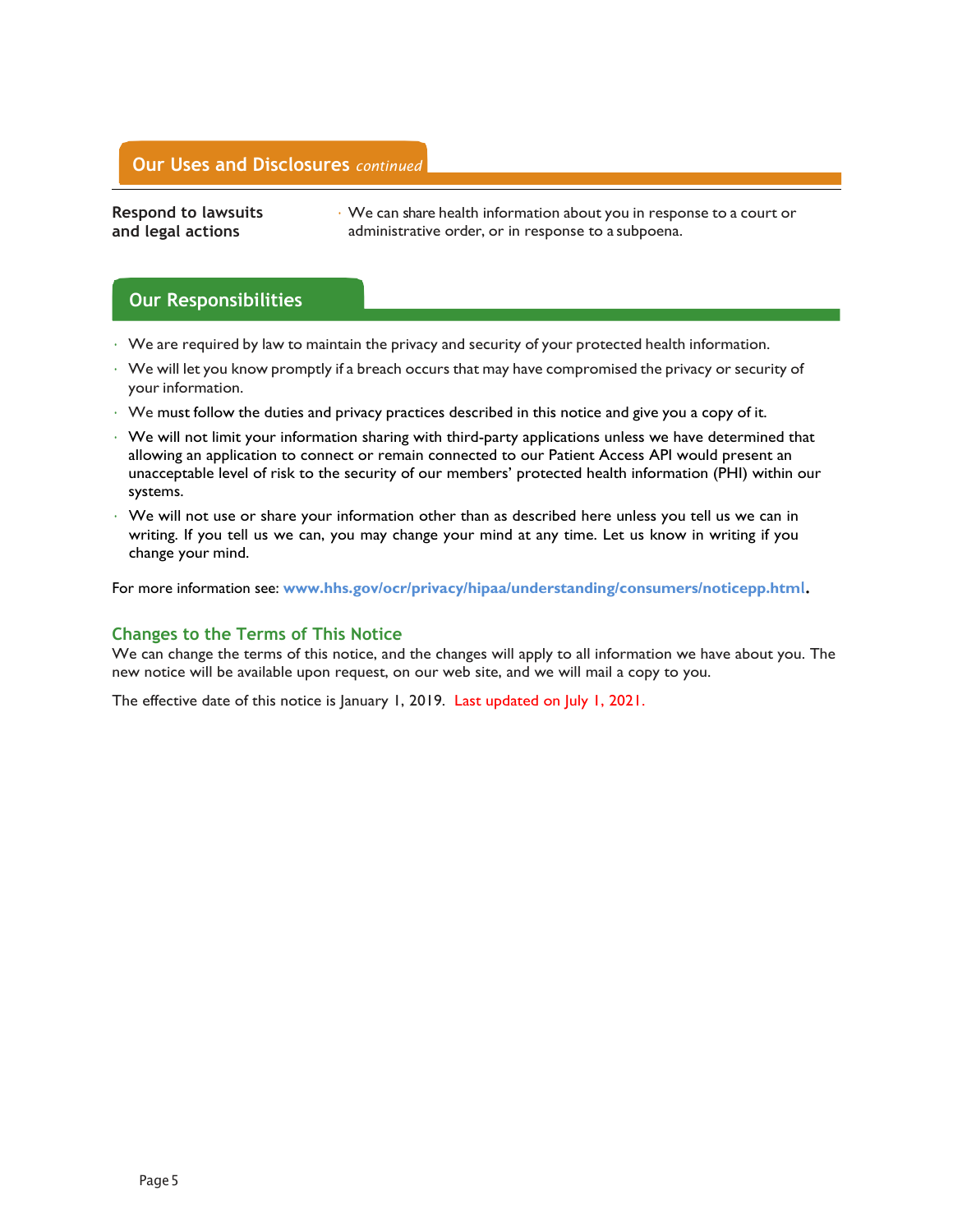## Our Uses and Disclosures *continued*

| | |
|---|---|
| **Respond to lawsuits and legal actions** | - We can share health information about you in response to a court or administrative order, or in response to a subpoena. |

## Our Responsibilities

- We are required by law to maintain the privacy and security of your protected health information.
- We will let you know promptly if a breach occurs that may have compromised the privacy or security of your information.
- We must follow the duties and privacy practices described in this notice and give you a copy of it.
- We will not limit your information sharing with third-party applications unless we have determined that allowing an application to connect or remain connected to our Patient Access API would present an unacceptable level of risk to the security of our members' protected health information (PHI) within our systems.
- We will not use or share your information other than as described here unless you tell us we can in writing. If you tell us we can, you may change your mind at any time. Let us know in writing if you change your mind.

For more information see: **www.hhs.gov/ocr/privacy/hipaa/understanding/consumers/noticepp.html**.

### Changes to the Terms of This Notice

We can change the terms of this notice, and the changes will apply to all information we have about you. The new notice will be available upon request, on our web site, and we will mail a copy to you.

The effective date of this notice is January 1, 2019. Last updated on July 1, 2021.